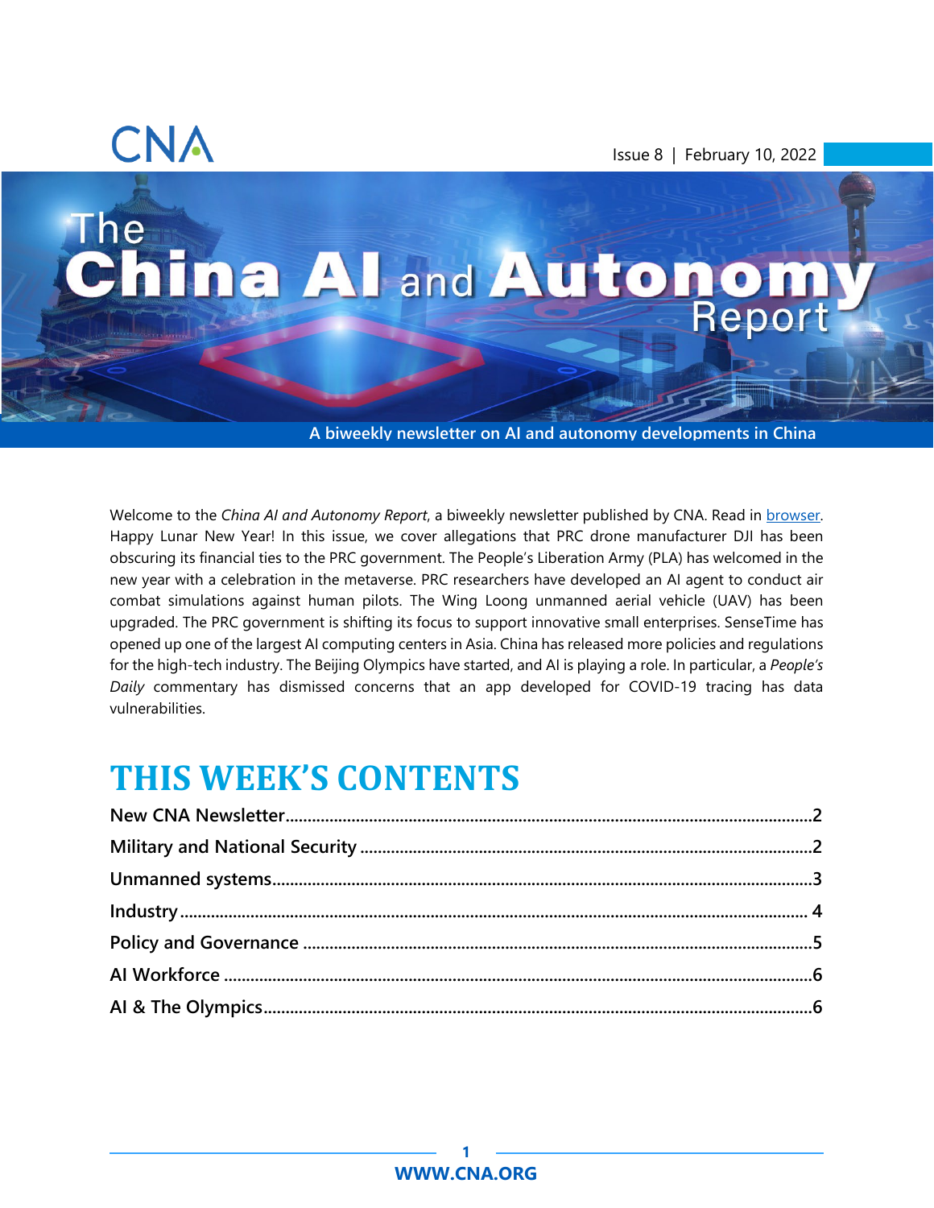CNA

Issue 8 | February 10, 2022

# The China AI and Autonomy Report

A biweekly newsletter on AI and autonomy developments in China

Welcome to the *China AI and Autonomy Report*, a biweekly newsletter published by CNA. Read in browser. Happy Lunar New Year! In this issue, we cover allegations that PRC drone manufacturer DJI has been obscuring its financial ties to the PRC government. The People's Liberation Army (PLA) has welcomed in the new year with a celebration in the metaverse. PRC researchers have developed an AI agent to conduct air combat simulations against human pilots. The Wing Loong unmanned aerial vehicle (UAV) has been upgraded. The PRC government is shifting its focus to support innovative small enterprises. SenseTime has opened up one of the largest AI computing centers in Asia. China has released more policies and regulations for the high-tech industry. The Beijing Olympics have started, and AI is playing a role. In particular, a *People's Daily* commentary has dismissed concerns that an app developed for COVID-19 tracing has data vulnerabilities.

## THIS WEEK'S CONTENTS

- New CNA Newsletter....2
- Military and National Security....2
- Unmanned systems....3
- Industry....4
- Policy and Governance....5
- AI Workforce....6
- AI & The Olympics....6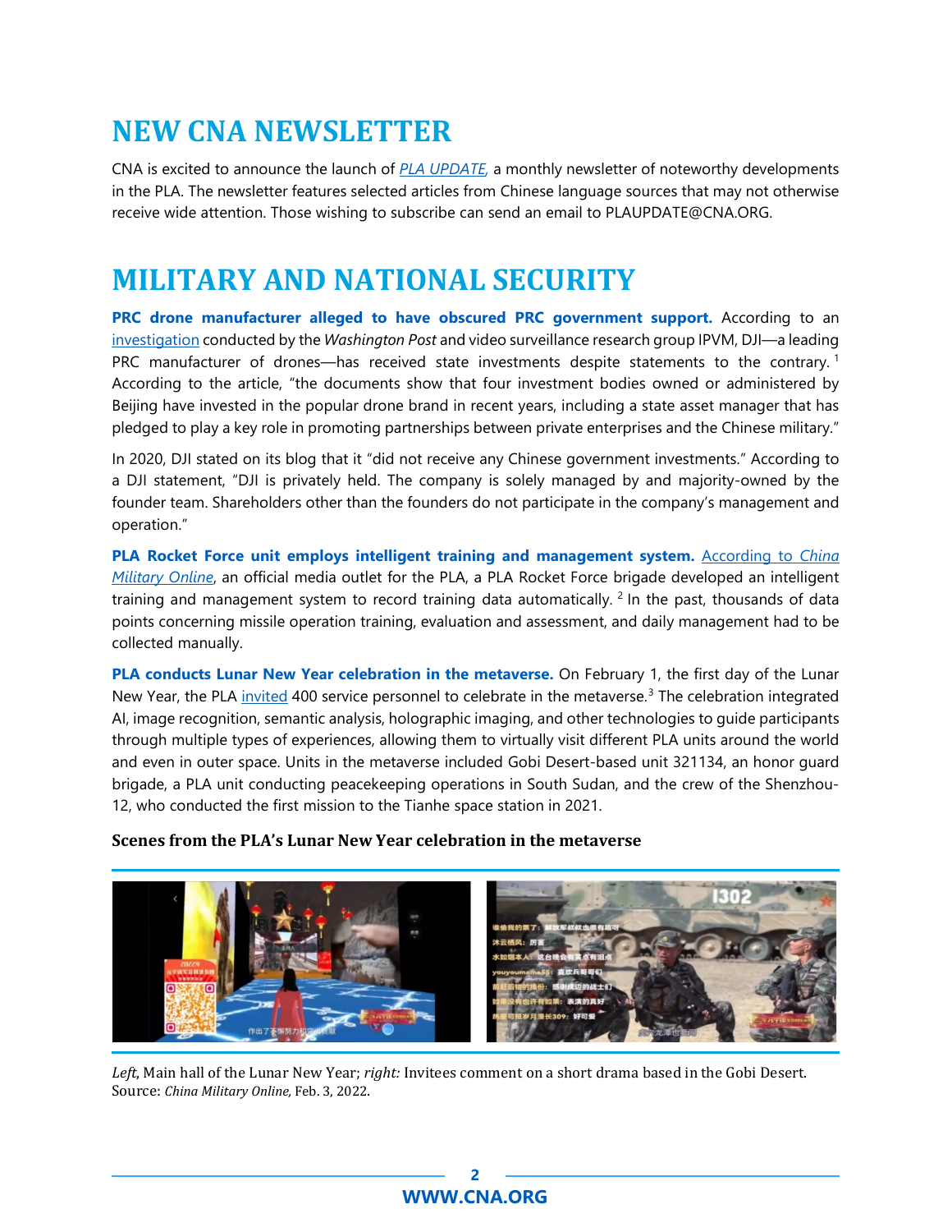# NEW CNA NEWSLETTER

CNA is excited to announce the launch of *PLA UPDATE*, a monthly newsletter of noteworthy developments in the PLA. The newsletter features selected articles from Chinese language sources that may not otherwise receive wide attention. Those wishing to subscribe can send an email to PLAUPDATE@CNA.ORG.

# MILITARY AND NATIONAL SECURITY

**PRC drone manufacturer alleged to have obscured PRC government support.** According to an investigation conducted by the *Washington Post* and video surveillance research group IPVM, DJI—a leading PRC manufacturer of drones—has received state investments despite statements to the contrary.[1] According to the article, "the documents show that four investment bodies owned or administered by Beijing have invested in the popular drone brand in recent years, including a state asset manager that has pledged to play a key role in promoting partnerships between private enterprises and the Chinese military."

In 2020, DJI stated on its blog that it "did not receive any Chinese government investments." According to a DJI statement, "DJI is privately held. The company is solely managed by and majority-owned by the founder team. Shareholders other than the founders do not participate in the company's management and operation."

**PLA Rocket Force unit employs intelligent training and management system.** According to *China Military Online*, an official media outlet for the PLA, a PLA Rocket Force brigade developed an intelligent training and management system to record training data automatically.[2] In the past, thousands of data points concerning missile operation training, evaluation and assessment, and daily management had to be collected manually.

**PLA conducts Lunar New Year celebration in the metaverse.** On February 1, the first day of the Lunar New Year, the PLA invited 400 service personnel to celebrate in the metaverse.[3] The celebration integrated AI, image recognition, semantic analysis, holographic imaging, and other technologies to guide participants through multiple types of experiences, allowing them to virtually visit different PLA units around the world and even in outer space. Units in the metaverse included Gobi Desert-based unit 321134, an honor guard brigade, a PLA unit conducting peacekeeping operations in South Sudan, and the crew of the Shenzhou-12, who conducted the first mission to the Tianhe space station in 2021.

**Scenes from the PLA's Lunar New Year celebration in the metaverse**

*Left*, Main hall of the Lunar New Year; *right:* Invitees comment on a short drama based in the Gobi Desert. Source: *China Military Online*, Feb. 3, 2022.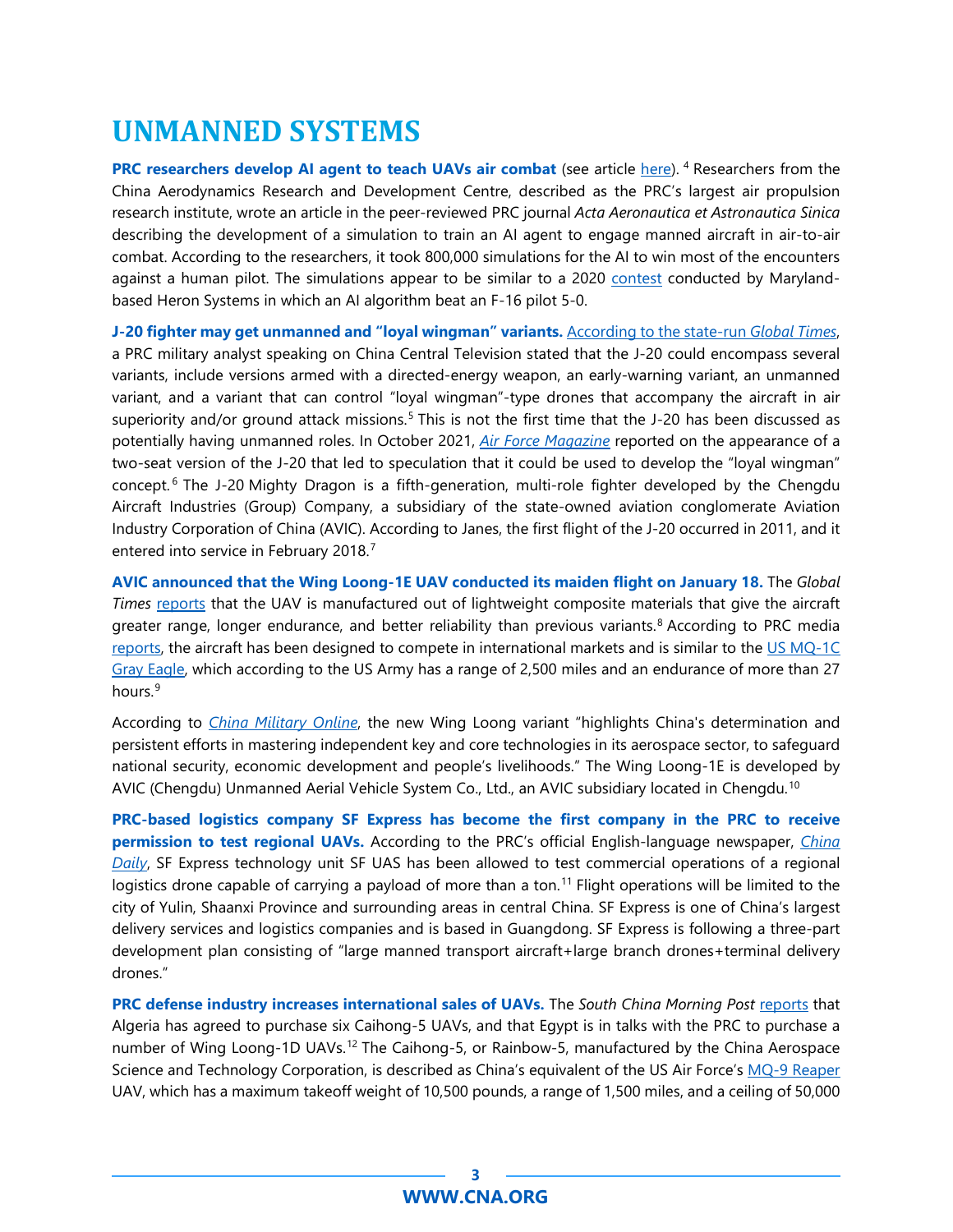# UNMANNED SYSTEMS

**PRC researchers develop AI agent to teach UAVs air combat** (see article here). [4] Researchers from the China Aerodynamics Research and Development Centre, described as the PRC's largest air propulsion research institute, wrote an article in the peer-reviewed PRC journal *Acta Aeronautica et Astronautica Sinica* describing the development of a simulation to train an AI agent to engage manned aircraft in air-to-air combat. According to the researchers, it took 800,000 simulations for the AI to win most of the encounters against a human pilot. The simulations appear to be similar to a 2020 contest conducted by Maryland-based Heron Systems in which an AI algorithm beat an F-16 pilot 5-0.

**J-20 fighter may get unmanned and "loyal wingman" variants.** According to the state-run *Global Times*, a PRC military analyst speaking on China Central Television stated that the J-20 could encompass several variants, include versions armed with a directed-energy weapon, an early-warning variant, an unmanned variant, and a variant that can control "loyal wingman"-type drones that accompany the aircraft in air superiority and/or ground attack missions.[5] This is not the first time that the J-20 has been discussed as potentially having unmanned roles. In October 2021, *Air Force Magazine* reported on the appearance of a two-seat version of the J-20 that led to speculation that it could be used to develop the "loyal wingman" concept.[6] The J-20 Mighty Dragon is a fifth-generation, multi-role fighter developed by the Chengdu Aircraft Industries (Group) Company, a subsidiary of the state-owned aviation conglomerate Aviation Industry Corporation of China (AVIC). According to Janes, the first flight of the J-20 occurred in 2011, and it entered into service in February 2018.[7]

**AVIC announced that the Wing Loong-1E UAV conducted its maiden flight on January 18.** The *Global Times* reports that the UAV is manufactured out of lightweight composite materials that give the aircraft greater range, longer endurance, and better reliability than previous variants.[8] According to PRC media reports, the aircraft has been designed to compete in international markets and is similar to the US MQ-1C Gray Eagle, which according to the US Army has a range of 2,500 miles and an endurance of more than 27 hours.[9]

According to *China Military Online*, the new Wing Loong variant "highlights China's determination and persistent efforts in mastering independent key and core technologies in its aerospace sector, to safeguard national security, economic development and people's livelihoods." The Wing Loong-1E is developed by AVIC (Chengdu) Unmanned Aerial Vehicle System Co., Ltd., an AVIC subsidiary located in Chengdu.[10]

**PRC-based logistics company SF Express has become the first company in the PRC to receive permission to test regional UAVs.** According to the PRC's official English-language newspaper, *China Daily*, SF Express technology unit SF UAS has been allowed to test commercial operations of a regional logistics drone capable of carrying a payload of more than a ton.[11] Flight operations will be limited to the city of Yulin, Shaanxi Province and surrounding areas in central China. SF Express is one of China's largest delivery services and logistics companies and is based in Guangdong. SF Express is following a three-part development plan consisting of "large manned transport aircraft+large branch drones+terminal delivery drones."

**PRC defense industry increases international sales of UAVs.** The *South China Morning Post* reports that Algeria has agreed to purchase six Caihong-5 UAVs, and that Egypt is in talks with the PRC to purchase a number of Wing Loong-1D UAVs.[12] The Caihong-5, or Rainbow-5, manufactured by the China Aerospace Science and Technology Corporation, is described as China's equivalent of the US Air Force's MQ-9 Reaper UAV, which has a maximum takeoff weight of 10,500 pounds, a range of 1,500 miles, and a ceiling of 50,000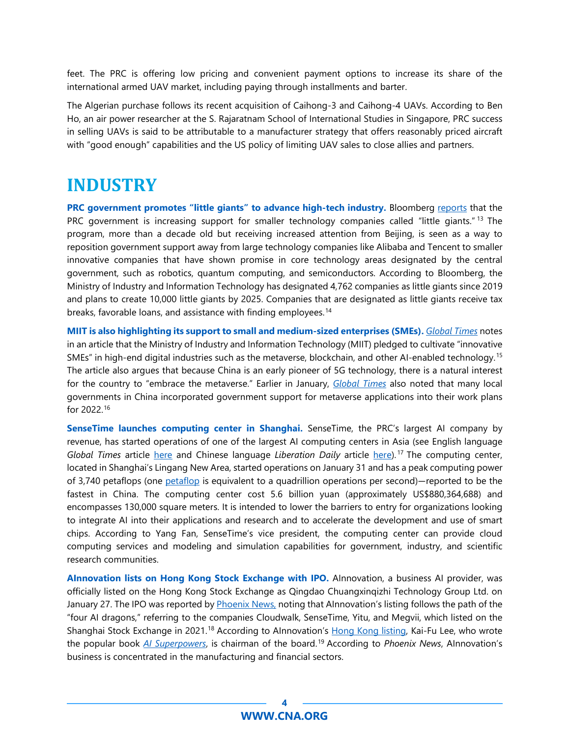feet. The PRC is offering low pricing and convenient payment options to increase its share of the international armed UAV market, including paying through installments and barter.

The Algerian purchase follows its recent acquisition of Caihong-3 and Caihong-4 UAVs. According to Ben Ho, an air power researcher at the S. Rajaratnam School of International Studies in Singapore, PRC success in selling UAVs is said to be attributable to a manufacturer strategy that offers reasonably priced aircraft with "good enough" capabilities and the US policy of limiting UAV sales to close allies and partners.

# INDUSTRY

**PRC government promotes "little giants" to advance high-tech industry.** Bloomberg reports that the PRC government is increasing support for smaller technology companies called "little giants."[13] The program, more than a decade old but receiving increased attention from Beijing, is seen as a way to reposition government support away from large technology companies like Alibaba and Tencent to smaller innovative companies that have shown promise in core technology areas designated by the central government, such as robotics, quantum computing, and semiconductors. According to Bloomberg, the Ministry of Industry and Information Technology has designated 4,762 companies as little giants since 2019 and plans to create 10,000 little giants by 2025. Companies that are designated as little giants receive tax breaks, favorable loans, and assistance with finding employees.[14]

**MIIT is also highlighting its support to small and medium-sized enterprises (SMEs).** *Global Times* notes in an article that the Ministry of Industry and Information Technology (MIIT) pledged to cultivate "innovative SMEs" in high-end digital industries such as the metaverse, blockchain, and other AI-enabled technology.[15] The article also argues that because China is an early pioneer of 5G technology, there is a natural interest for the country to "embrace the metaverse." Earlier in January, *Global Times* also noted that many local governments in China incorporated government support for metaverse applications into their work plans for 2022.[16]

**SenseTime launches computing center in Shanghai.** SenseTime, the PRC's largest AI company by revenue, has started operations of one of the largest AI computing centers in Asia (see English language *Global Times* article here and Chinese language *Liberation Daily* article here).[17] The computing center, located in Shanghai's Lingang New Area, started operations on January 31 and has a peak computing power of 3,740 petaflops (one petaflop is equivalent to a quadrillion operations per second)—reported to be the fastest in China. The computing center cost 5.6 billion yuan (approximately US$880,364,688) and encompasses 130,000 square meters. It is intended to lower the barriers to entry for organizations looking to integrate AI into their applications and research and to accelerate the development and use of smart chips. According to Yang Fan, SenseTime's vice president, the computing center can provide cloud computing services and modeling and simulation capabilities for government, industry, and scientific research communities.

**AInnovation lists on Hong Kong Stock Exchange with IPO.** AInnovation, a business AI provider, was officially listed on the Hong Kong Stock Exchange as Qingdao Chuangxinqizhi Technology Group Ltd. on January 27. The IPO was reported by Phoenix News, noting that AInnovation's listing follows the path of the "four AI dragons," referring to the companies Cloudwalk, SenseTime, Yitu, and Megvii, which listed on the Shanghai Stock Exchange in 2021.[18] According to AInnovation's Hong Kong listing, Kai-Fu Lee, who wrote the popular book *AI Superpowers*, is chairman of the board.[19] According to *Phoenix News*, AInnovation's business is concentrated in the manufacturing and financial sectors.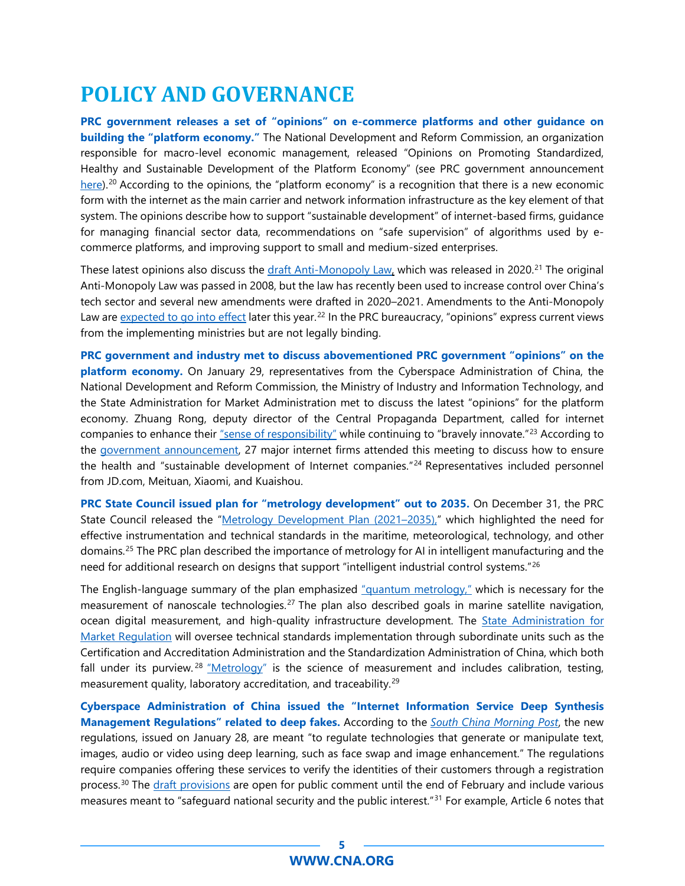# POLICY AND GOVERNANCE

**PRC government releases a set of "opinions" on e-commerce platforms and other guidance on building the "platform economy."** The National Development and Reform Commission, an organization responsible for macro-level economic management, released "Opinions on Promoting Standardized, Healthy and Sustainable Development of the Platform Economy" (see PRC government announcement here).[20] According to the opinions, the "platform economy" is a recognition that there is a new economic form with the internet as the main carrier and network information infrastructure as the key element of that system. The opinions describe how to support "sustainable development" of internet-based firms, guidance for managing financial sector data, recommendations on "safe supervision" of algorithms used by e-commerce platforms, and improving support to small and medium-sized enterprises.

These latest opinions also discuss the draft Anti-Monopoly Law, which was released in 2020.[21] The original Anti-Monopoly Law was passed in 2008, but the law has recently been used to increase control over China's tech sector and several new amendments were drafted in 2020–2021. Amendments to the Anti-Monopoly Law are expected to go into effect later this year.[22] In the PRC bureaucracy, "opinions" express current views from the implementing ministries but are not legally binding.

**PRC government and industry met to discuss abovementioned PRC government "opinions" on the platform economy.** On January 29, representatives from the Cyberspace Administration of China, the National Development and Reform Commission, the Ministry of Industry and Information Technology, and the State Administration for Market Administration met to discuss the latest "opinions" for the platform economy. Zhuang Rong, deputy director of the Central Propaganda Department, called for internet companies to enhance their "sense of responsibility" while continuing to "bravely innovate."[23] According to the government announcement, 27 major internet firms attended this meeting to discuss how to ensure the health and "sustainable development of Internet companies."[24] Representatives included personnel from JD.com, Meituan, Xiaomi, and Kuaishou.

**PRC State Council issued plan for "metrology development" out to 2035.** On December 31, the PRC State Council released the "Metrology Development Plan (2021–2035)," which highlighted the need for effective instrumentation and technical standards in the maritime, meteorological, technology, and other domains.[25] The PRC plan described the importance of metrology for AI in intelligent manufacturing and the need for additional research on designs that support "intelligent industrial control systems."[26]

The English-language summary of the plan emphasized "quantum metrology," which is necessary for the measurement of nanoscale technologies.[27] The plan also described goals in marine satellite navigation, ocean digital measurement, and high-quality infrastructure development. The State Administration for Market Regulation will oversee technical standards implementation through subordinate units such as the Certification and Accreditation Administration and the Standardization Administration of China, which both fall under its purview.[28] "Metrology" is the science of measurement and includes calibration, testing, measurement quality, laboratory accreditation, and traceability.[29]

**Cyberspace Administration of China issued the "Internet Information Service Deep Synthesis Management Regulations" related to deep fakes.** According to the *South China Morning Post*, the new regulations, issued on January 28, are meant "to regulate technologies that generate or manipulate text, images, audio or video using deep learning, such as face swap and image enhancement." The regulations require companies offering these services to verify the identities of their customers through a registration process.[30] The draft provisions are open for public comment until the end of February and include various measures meant to "safeguard national security and the public interest."[31] For example, Article 6 notes that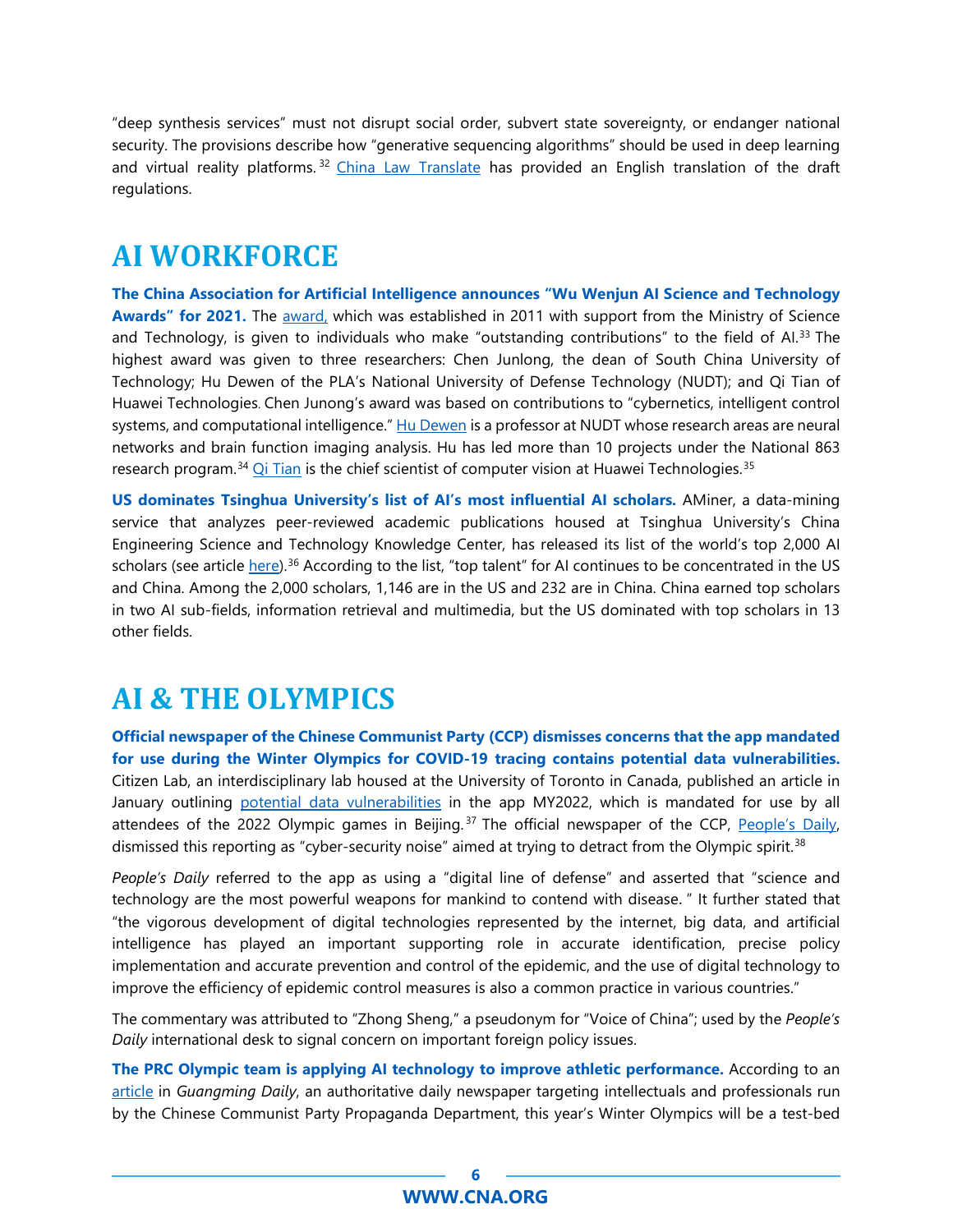"deep synthesis services" must not disrupt social order, subvert state sovereignty, or endanger national security. The provisions describe how "generative sequencing algorithms" should be used in deep learning and virtual reality platforms.[32] China Law Translate has provided an English translation of the draft regulations.

# AI WORKFORCE

**The China Association for Artificial Intelligence announces "Wu Wenjun AI Science and Technology Awards" for 2021.** The award, which was established in 2011 with support from the Ministry of Science and Technology, is given to individuals who make "outstanding contributions" to the field of AI.[33] The highest award was given to three researchers: Chen Junlong, the dean of South China University of Technology; Hu Dewen of the PLA's National University of Defense Technology (NUDT); and Qi Tian of Huawei Technologies. Chen Junong's award was based on contributions to "cybernetics, intelligent control systems, and computational intelligence." Hu Dewen is a professor at NUDT whose research areas are neural networks and brain function imaging analysis. Hu has led more than 10 projects under the National 863 research program.[34] Qi Tian is the chief scientist of computer vision at Huawei Technologies.[35]

**US dominates Tsinghua University's list of AI's most influential AI scholars.** AMiner, a data-mining service that analyzes peer-reviewed academic publications housed at Tsinghua University's China Engineering Science and Technology Knowledge Center, has released its list of the world's top 2,000 AI scholars (see article here).[36] According to the list, "top talent" for AI continues to be concentrated in the US and China. Among the 2,000 scholars, 1,146 are in the US and 232 are in China. China earned top scholars in two AI sub-fields, information retrieval and multimedia, but the US dominated with top scholars in 13 other fields.

# AI & THE OLYMPICS

**Official newspaper of the Chinese Communist Party (CCP) dismisses concerns that the app mandated for use during the Winter Olympics for COVID-19 tracing contains potential data vulnerabilities.** Citizen Lab, an interdisciplinary lab housed at the University of Toronto in Canada, published an article in January outlining potential data vulnerabilities in the app MY2022, which is mandated for use by all attendees of the 2022 Olympic games in Beijing.[37] The official newspaper of the CCP, People's Daily, dismissed this reporting as "cyber-security noise" aimed at trying to detract from the Olympic spirit.[38]

*People's Daily* referred to the app as using a "digital line of defense" and asserted that "science and technology are the most powerful weapons for mankind to contend with disease. " It further stated that "the vigorous development of digital technologies represented by the internet, big data, and artificial intelligence has played an important supporting role in accurate identification, precise policy implementation and accurate prevention and control of the epidemic, and the use of digital technology to improve the efficiency of epidemic control measures is also a common practice in various countries."

The commentary was attributed to "Zhong Sheng," a pseudonym for "Voice of China"; used by the *People's Daily* international desk to signal concern on important foreign policy issues.

**The PRC Olympic team is applying AI technology to improve athletic performance.** According to an article in *Guangming Daily*, an authoritative daily newspaper targeting intellectuals and professionals run by the Chinese Communist Party Propaganda Department, this year's Winter Olympics will be a test-bed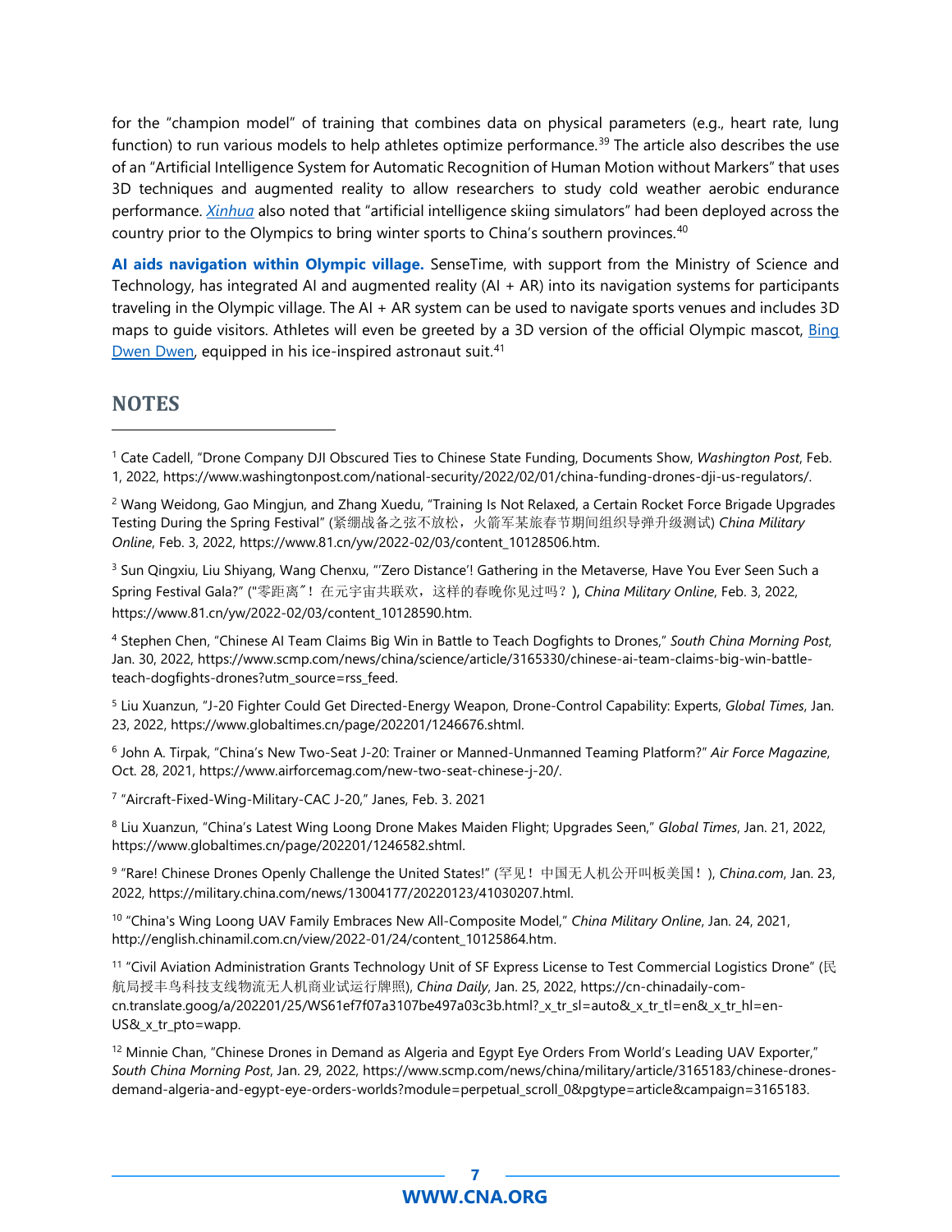for the "champion model" of training that combines data on physical parameters (e.g., heart rate, lung function) to run various models to help athletes optimize performance.[39] The article also describes the use of an "Artificial Intelligence System for Automatic Recognition of Human Motion without Markers" that uses 3D techniques and augmented reality to allow researchers to study cold weather aerobic endurance performance. *Xinhua* also noted that "artificial intelligence skiing simulators" had been deployed across the country prior to the Olympics to bring winter sports to China's southern provinces.[40]

**AI aids navigation within Olympic village.** SenseTime, with support from the Ministry of Science and Technology, has integrated AI and augmented reality (AI + AR) into its navigation systems for participants traveling in the Olympic village. The AI + AR system can be used to navigate sports venues and includes 3D maps to guide visitors. Athletes will even be greeted by a 3D version of the official Olympic mascot, Bing Dwen Dwen, equipped in his ice-inspired astronaut suit.[41]

## NOTES

[1] Cate Cadell, "Drone Company DJI Obscured Ties to Chinese State Funding, Documents Show, *Washington Post*, Feb. 1, 2022, https://www.washingtonpost.com/national-security/2022/02/01/china-funding-drones-dji-us-regulators/.

[2] Wang Weidong, Gao Mingjun, and Zhang Xuedu, "Training Is Not Relaxed, a Certain Rocket Force Brigade Upgrades Testing During the Spring Festival" (紧绷战备之弦不放松，火箭军某旅春节期间组织导弹升级测试) *China Military Online*, Feb. 3, 2022, https://www.81.cn/yw/2022-02/03/content_10128506.htm.

[3] Sun Qingxiu, Liu Shiyang, Wang Chenxu, "'Zero Distance'! Gathering in the Metaverse, Have You Ever Seen Such a Spring Festival Gala?" ("零距离"！在元宇宙共联欢，这样的春晚你见过吗？), *China Military Online*, Feb. 3, 2022, https://www.81.cn/yw/2022-02/03/content_10128590.htm.

[4] Stephen Chen, "Chinese AI Team Claims Big Win in Battle to Teach Dogfights to Drones," *South China Morning Post*, Jan. 30, 2022, https://www.scmp.com/news/china/science/article/3165330/chinese-ai-team-claims-big-win-battle-teach-dogfights-drones?utm_source=rss_feed.

[5] Liu Xuanzun, "J-20 Fighter Could Get Directed-Energy Weapon, Drone-Control Capability: Experts, *Global Times*, Jan. 23, 2022, https://www.globaltimes.cn/page/202201/1246676.shtml.

[6] John A. Tirpak, "China's New Two-Seat J-20: Trainer or Manned-Unmanned Teaming Platform?" *Air Force Magazine*, Oct. 28, 2021, https://www.airforcemag.com/new-two-seat-chinese-j-20/.

[7] "Aircraft-Fixed-Wing-Military-CAC J-20," Janes, Feb. 3. 2021

[8] Liu Xuanzun, "China's Latest Wing Loong Drone Makes Maiden Flight; Upgrades Seen," *Global Times*, Jan. 21, 2022, https://www.globaltimes.cn/page/202201/1246582.shtml.

[9] "Rare! Chinese Drones Openly Challenge the United States!" (罕见！中国无人机公开叫板美国！), *China.com*, Jan. 23, 2022, https://military.china.com/news/13004177/20220123/41030207.html.

[10] "China's Wing Loong UAV Family Embraces New All-Composite Model," *China Military Online*, Jan. 24, 2021, http://english.chinamil.com.cn/view/2022-01/24/content_10125864.htm.

[11] "Civil Aviation Administration Grants Technology Unit of SF Express License to Test Commercial Logistics Drone" (民航局授丰鸟科技支线物流无人机商业试运行牌照), *China Daily*, Jan. 25, 2022, https://cn-chinadaily-com-cn.translate.goog/a/202201/25/WS61ef7f07a3107be497a03c3b.html?_x_tr_sl=auto&_x_tr_tl=en&_x_tr_hl=en-US&_x_tr_pto=wapp.

[12] Minnie Chan, "Chinese Drones in Demand as Algeria and Egypt Eye Orders From World's Leading UAV Exporter," *South China Morning Post*, Jan. 29, 2022, https://www.scmp.com/news/china/military/article/3165183/chinese-drones-demand-algeria-and-egypt-eye-orders-worlds?module=perpetual_scroll_0&pgtype=article&campaign=3165183.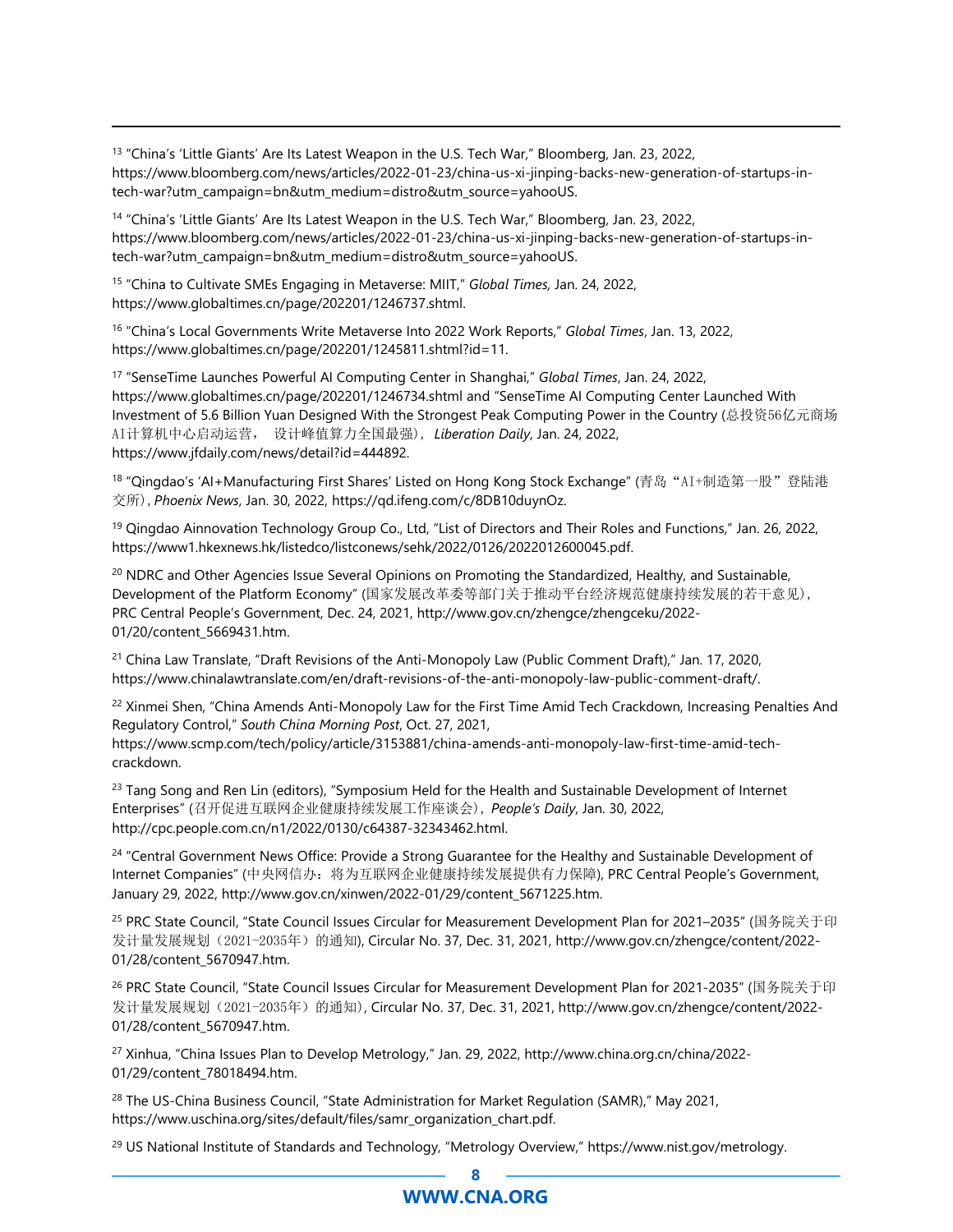[13] "China's 'Little Giants' Are Its Latest Weapon in the U.S. Tech War," Bloomberg, Jan. 23, 2022, https://www.bloomberg.com/news/articles/2022-01-23/china-us-xi-jinping-backs-new-generation-of-startups-in-tech-war?utm_campaign=bn&utm_medium=distro&utm_source=yahooUS.

[14] "China's 'Little Giants' Are Its Latest Weapon in the U.S. Tech War," Bloomberg, Jan. 23, 2022, https://www.bloomberg.com/news/articles/2022-01-23/china-us-xi-jinping-backs-new-generation-of-startups-in-tech-war?utm_campaign=bn&utm_medium=distro&utm_source=yahooUS.

[15] "China to Cultivate SMEs Engaging in Metaverse: MIIT," *Global Times,* Jan. 24, 2022, https://www.globaltimes.cn/page/202201/1246737.shtml.

[16] "China's Local Governments Write Metaverse Into 2022 Work Reports," *Global Times*, Jan. 13, 2022, https://www.globaltimes.cn/page/202201/1245811.shtml?id=11.

[17] "SenseTime Launches Powerful AI Computing Center in Shanghai," *Global Times*, Jan. 24, 2022, https://www.globaltimes.cn/page/202201/1246734.shtml and "SenseTime AI Computing Center Launched With Investment of 5.6 Billion Yuan Designed With the Strongest Peak Computing Power in the Country (总投资56亿元商汤AI计算机中心启动运营， 设计峰值算力全国最强), *Liberation Daily*, Jan. 24, 2022, https://www.jfdaily.com/news/detail?id=444892.

[18] "Qingdao's 'AI+Manufacturing First Shares' Listed on Hong Kong Stock Exchange" (青岛"AI+制造第一股"登陆港交所), *Phoenix News*, Jan. 30, 2022, https://qd.ifeng.com/c/8DB10duynOz.

[19] Qingdao Ainnovation Technology Group Co., Ltd, "List of Directors and Their Roles and Functions," Jan. 26, 2022, https://www1.hkexnews.hk/listedco/listconews/sehk/2022/0126/2022012600045.pdf.

[20] NDRC and Other Agencies Issue Several Opinions on Promoting the Standardized, Healthy, and Sustainable, Development of the Platform Economy" (国家发展改革委等部门关于推动平台经济规范健康持续发展的若干意见), PRC Central People's Government, Dec. 24, 2021, http://www.gov.cn/zhengce/zhengceku/2022-01/20/content_5669431.htm.

[21] China Law Translate, "Draft Revisions of the Anti-Monopoly Law (Public Comment Draft)," Jan. 17, 2020, https://www.chinalawtranslate.com/en/draft-revisions-of-the-anti-monopoly-law-public-comment-draft/.

[22] Xinmei Shen, "China Amends Anti-Monopoly Law for the First Time Amid Tech Crackdown, Increasing Penalties And Regulatory Control," *South China Morning Post*, Oct. 27, 2021, https://www.scmp.com/tech/policy/article/3153881/china-amends-anti-monopoly-law-first-time-amid-tech-crackdown.

[23] Tang Song and Ren Lin (editors), "Symposium Held for the Health and Sustainable Development of Internet Enterprises" (召开促进互联网企业健康持续发展工作座谈会), *People's Daily*, Jan. 30, 2022, http://cpc.people.com.cn/n1/2022/0130/c64387-32343462.html.

[24] "Central Government News Office: Provide a Strong Guarantee for the Healthy and Sustainable Development of Internet Companies" (中央网信办：将为互联网企业健康持续发展提供有力保障), PRC Central People's Government, January 29, 2022, http://www.gov.cn/xinwen/2022-01/29/content_5671225.htm.

[25] PRC State Council, "State Council Issues Circular for Measurement Development Plan for 2021–2035" (国务院关于印发计量发展规划（2021-2035年）的通知), Circular No. 37, Dec. 31, 2021, http://www.gov.cn/zhengce/content/2022-01/28/content_5670947.htm.

[26] PRC State Council, "State Council Issues Circular for Measurement Development Plan for 2021-2035" (国务院关于印发计量发展规划（2021-2035年）的通知), Circular No. 37, Dec. 31, 2021, http://www.gov.cn/zhengce/content/2022-01/28/content_5670947.htm.

[27] Xinhua, "China Issues Plan to Develop Metrology," Jan. 29, 2022, http://www.china.org.cn/china/2022-01/29/content_78018494.htm.

[28] The US-China Business Council, "State Administration for Market Regulation (SAMR)," May 2021, https://www.uschina.org/sites/default/files/samr_organization_chart.pdf.

[29] US National Institute of Standards and Technology, "Metrology Overview," https://www.nist.gov/metrology.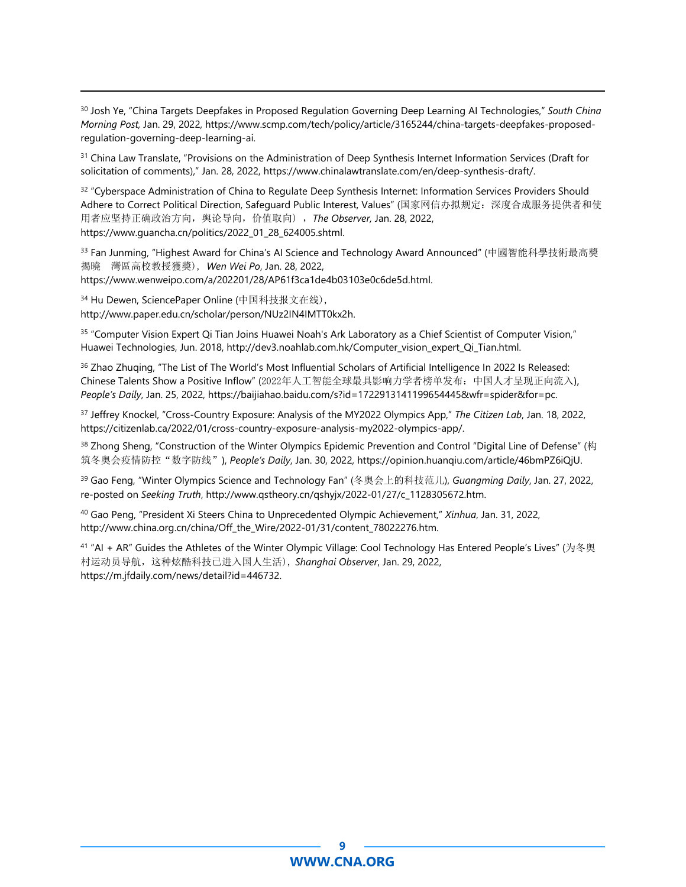[30] Josh Ye, "China Targets Deepfakes in Proposed Regulation Governing Deep Learning AI Technologies," *South China Morning Post,* Jan. 29, 2022, https://www.scmp.com/tech/policy/article/3165244/china-targets-deepfakes-proposed-regulation-governing-deep-learning-ai.

[31] China Law Translate, "Provisions on the Administration of Deep Synthesis Internet Information Services (Draft for solicitation of comments)," Jan. 28, 2022, https://www.chinalawtranslate.com/en/deep-synthesis-draft/.

[32] "Cyberspace Administration of China to Regulate Deep Synthesis Internet: Information Services Providers Should Adhere to Correct Political Direction, Safeguard Public Interest, Values" (国家网信办拟规定：深度合成服务提供者和使用者应坚持正确政治方向，舆论导向，价值取向），*The Observer,* Jan. 28, 2022, https://www.guancha.cn/politics/2022_01_28_624005.shtml.

[33] Fan Junming, "Highest Award for China's AI Science and Technology Award Announced" (中國智能科學技術最高獎揭曉　灣區高校教授獲獎), *Wen Wei Po*, Jan. 28, 2022, https://www.wenweipo.com/a/202201/28/AP61f3ca1de4b03103e0c6de5d.html.

[34] Hu Dewen, SciencePaper Online (中国科技报文在线), http://www.paper.edu.cn/scholar/person/NUz2IN4IMTT0kx2h.

[35] "Computer Vision Expert Qi Tian Joins Huawei Noah's Ark Laboratory as a Chief Scientist of Computer Vision," Huawei Technologies, Jun. 2018, http://dev3.noahlab.com.hk/Computer_vision_expert_Qi_Tian.html.

[36] Zhao Zhuqing, "The List of The World's Most Influential Scholars of Artificial Intelligence In 2022 Is Released: Chinese Talents Show a Positive Inflow" (2022年人工智能全球最具影响力学者榜单发布：中国人才呈现正向流入), *People's Daily*, Jan. 25, 2022, https://baijiahao.baidu.com/s?id=1722913141199654445&wfr=spider&for=pc.

[37] Jeffrey Knockel, "Cross-Country Exposure: Analysis of the MY2022 Olympics App," *The Citizen Lab*, Jan. 18, 2022, https://citizenlab.ca/2022/01/cross-country-exposure-analysis-my2022-olympics-app/.

[38] Zhong Sheng, "Construction of the Winter Olympics Epidemic Prevention and Control "Digital Line of Defense" (构筑冬奥会疫情防控"数字防线"), *People's Daily*, Jan. 30, 2022, https://opinion.huanqiu.com/article/46bmPZ6iQjU.

[39] Gao Feng, "Winter Olympics Science and Technology Fan" (冬奥会上的科技范儿), *Guangming Daily*, Jan. 27, 2022, re-posted on *Seeking Truth*, http://www.qstheory.cn/qshyjx/2022-01/27/c_1128305672.htm.

[40] Gao Peng, "President Xi Steers China to Unprecedented Olympic Achievement," *Xinhua*, Jan. 31, 2022, http://www.china.org.cn/china/Off_the_Wire/2022-01/31/content_78022276.htm.

[41] "AI + AR" Guides the Athletes of the Winter Olympic Village: Cool Technology Has Entered People's Lives" (为冬奥村运动员导航，这种炫酷科技已进入国人生活), *Shanghai Observer*, Jan. 29, 2022, https://m.jfdaily.com/news/detail?id=446732.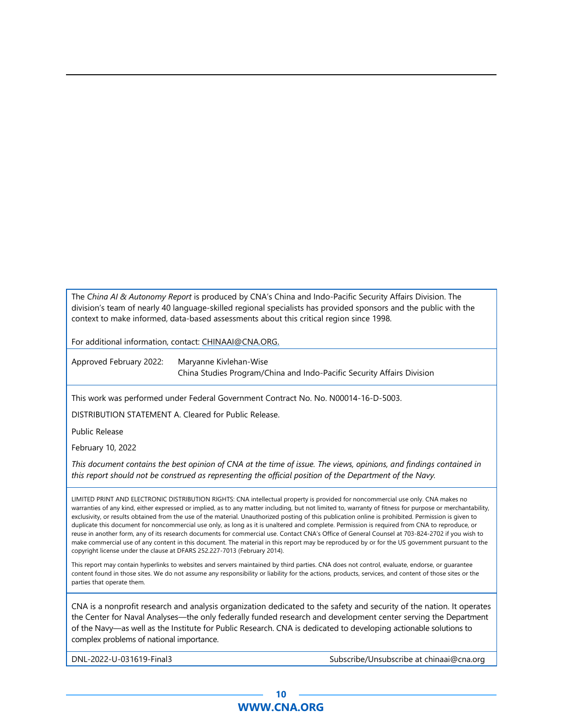The *China AI & Autonomy Report* is produced by CNA's China and Indo-Pacific Security Affairs Division. The division's team of nearly 40 language-skilled regional specialists has provided sponsors and the public with the context to make informed, data-based assessments about this critical region since 1998.

For additional information, contact: CHINAAI@CNA.ORG.

Approved February 2022: Maryanne Kivlehan-Wise
China Studies Program/China and Indo-Pacific Security Affairs Division

This work was performed under Federal Government Contract No. No. N00014-16-D-5003.

DISTRIBUTION STATEMENT A. Cleared for Public Release.

Public Release

February 10, 2022

*This document contains the best opinion of CNA at the time of issue. The views, opinions, and findings contained in this report should not be construed as representing the official position of the Department of the Navy.*

LIMITED PRINT AND ELECTRONIC DISTRIBUTION RIGHTS: CNA intellectual property is provided for noncommercial use only. CNA makes no warranties of any kind, either expressed or implied, as to any matter including, but not limited to, warranty of fitness for purpose or merchantability, exclusivity, or results obtained from the use of the material. Unauthorized posting of this publication online is prohibited. Permission is given to duplicate this document for noncommercial use only, as long as it is unaltered and complete. Permission is required from CNA to reproduce, or reuse in another form, any of its research documents for commercial use. Contact CNA's Office of General Counsel at 703-824-2702 if you wish to make commercial use of any content in this document. The material in this report may be reproduced by or for the US government pursuant to the copyright license under the clause at DFARS 252.227-7013 (February 2014).

This report may contain hyperlinks to websites and servers maintained by third parties. CNA does not control, evaluate, endorse, or guarantee content found in those sites. We do not assume any responsibility or liability for the actions, products, services, and content of those sites or the parties that operate them.

CNA is a nonprofit research and analysis organization dedicated to the safety and security of the nation. It operates the Center for Naval Analyses—the only federally funded research and development center serving the Department of the Navy—as well as the Institute for Public Research. CNA is dedicated to developing actionable solutions to complex problems of national importance.

DNL-2022-U-031619-Final3 Subscribe/Unsubscribe at chinaai@cna.org